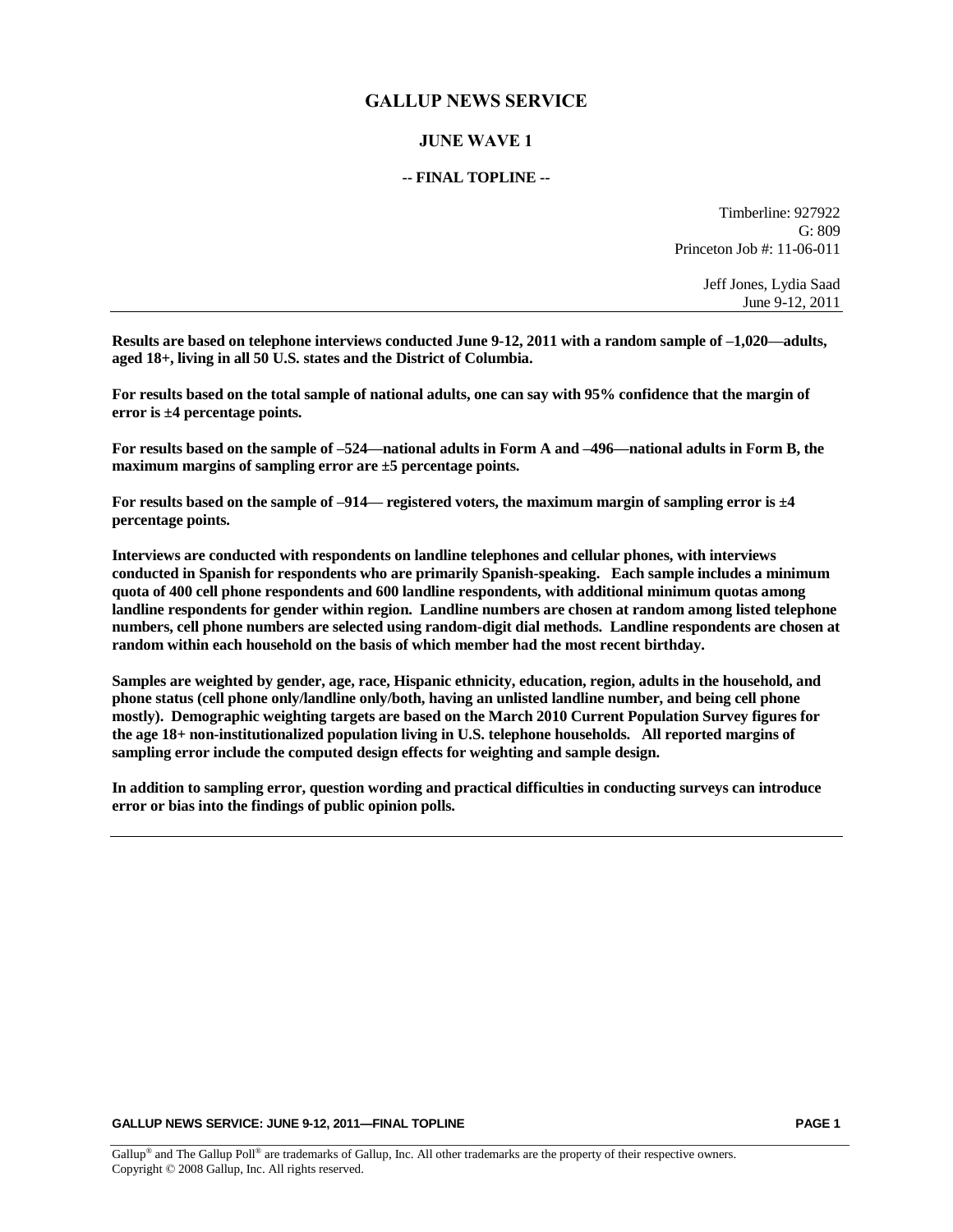# GALLUP NEWS SERVICE

## JUNE WAVE 1

### -- FINAL TOPLINE --

Timberline: 927922
G: 809
Princeton Job #: 11-06-011

Jeff Jones, Lydia Saad
June 9-12, 2011

---

**Results are based on telephone interviews conducted June 9-12, 2011 with a random sample of –1,020—adults, aged 18+, living in all 50 U.S. states and the District of Columbia.**

**For results based on the total sample of national adults, one can say with 95% confidence that the margin of error is ±4 percentage points.**

**For results based on the sample of –524—national adults in Form A and –496—national adults in Form B, the maximum margins of sampling error are ±5 percentage points.**

**For results based on the sample of –914— registered voters, the maximum margin of sampling error is ±4 percentage points.**

**Interviews are conducted with respondents on landline telephones and cellular phones, with interviews conducted in Spanish for respondents who are primarily Spanish-speaking. Each sample includes a minimum quota of 400 cell phone respondents and 600 landline respondents, with additional minimum quotas among landline respondents for gender within region. Landline numbers are chosen at random among listed telephone numbers, cell phone numbers are selected using random-digit dial methods. Landline respondents are chosen at random within each household on the basis of which member had the most recent birthday.**

**Samples are weighted by gender, age, race, Hispanic ethnicity, education, region, adults in the household, and phone status (cell phone only/landline only/both, having an unlisted landline number, and being cell phone mostly). Demographic weighting targets are based on the March 2010 Current Population Survey figures for the age 18+ non-institutionalized population living in U.S. telephone households. All reported margins of sampling error include the computed design effects for weighting and sample design.**

**In addition to sampling error, question wording and practical difficulties in conducting surveys can introduce error or bias into the findings of public opinion polls.**

---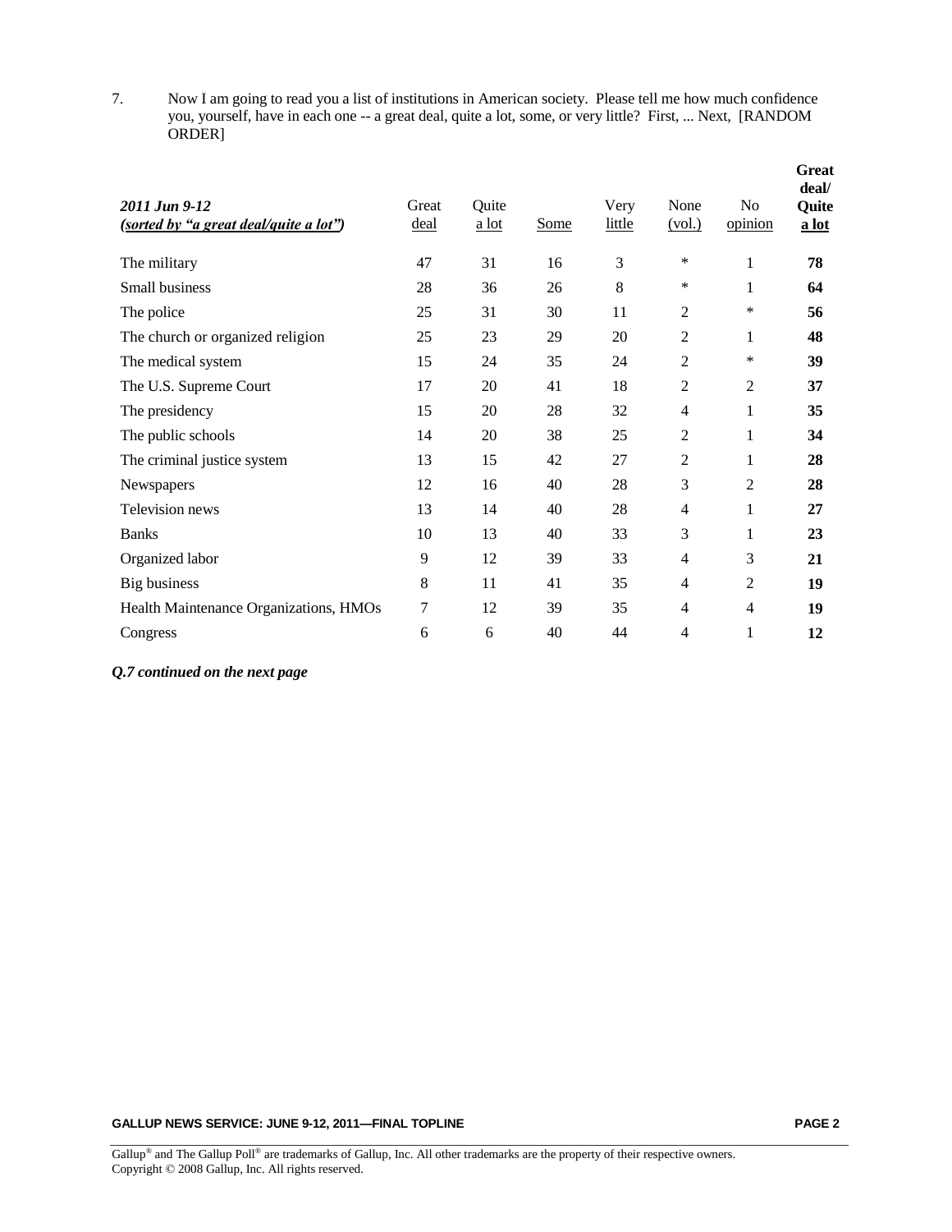7. Now I am going to read you a list of institutions in American society. Please tell me how much confidence you, yourself, have in each one -- a great deal, quite a lot, some, or very little? First, ... Next, [RANDOM ORDER]

| *2011 Jun 9-12* *(sorted by "a great deal/quite a lot")* | Great deal | Quite a lot | Some | Very little | None (vol.) | No opinion | **Great deal/ Quite a lot** |
|---|---|---|---|---|---|---|---|
| The military | 47 | 31 | 16 | 3 | * | 1 | **78** |
| Small business | 28 | 36 | 26 | 8 | * | 1 | **64** |
| The police | 25 | 31 | 30 | 11 | 2 | * | **56** |
| The church or organized religion | 25 | 23 | 29 | 20 | 2 | 1 | **48** |
| The medical system | 15 | 24 | 35 | 24 | 2 | * | **39** |
| The U.S. Supreme Court | 17 | 20 | 41 | 18 | 2 | 2 | **37** |
| The presidency | 15 | 20 | 28 | 32 | 4 | 1 | **35** |
| The public schools | 14 | 20 | 38 | 25 | 2 | 1 | **34** |
| The criminal justice system | 13 | 15 | 42 | 27 | 2 | 1 | **28** |
| Newspapers | 12 | 16 | 40 | 28 | 3 | 2 | **28** |
| Television news | 13 | 14 | 40 | 28 | 4 | 1 | **27** |
| Banks | 10 | 13 | 40 | 33 | 3 | 1 | **23** |
| Organized labor | 9 | 12 | 39 | 33 | 4 | 3 | **21** |
| Big business | 8 | 11 | 41 | 35 | 4 | 2 | **19** |
| Health Maintenance Organizations, HMOs | 7 | 12 | 39 | 35 | 4 | 4 | **19** |
| Congress | 6 | 6 | 40 | 44 | 4 | 1 | **12** |

***Q.7 continued on the next page***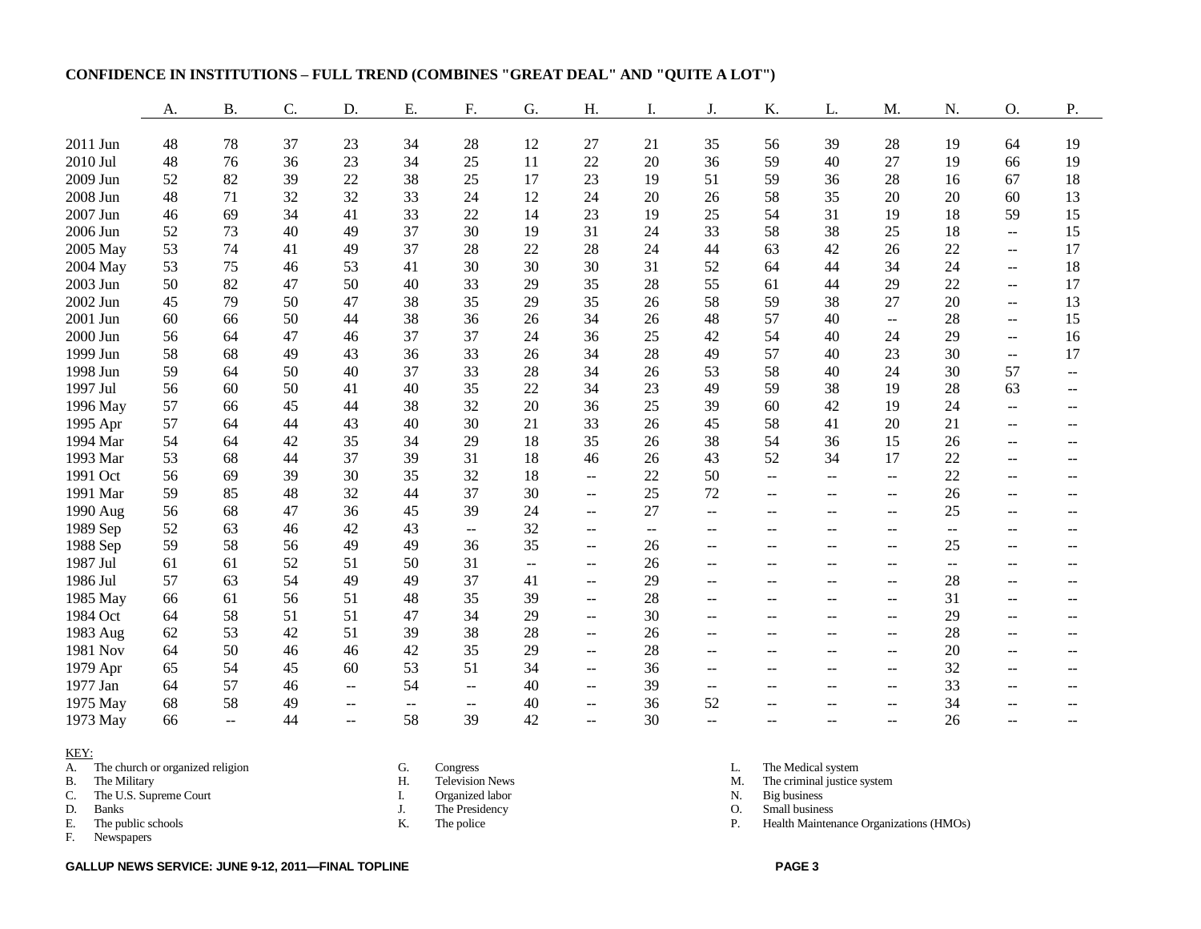**CONFIDENCE IN INSTITUTIONS – FULL TREND (COMBINES "GREAT DEAL" AND "QUITE A LOT")**

| | A. | B. | C. | D. | E. | F. | G. | H. | I. | J. | K. | L. | M. | N. | O. | P. |
|---|---|---|---|---|---|---|---|---|---|---|---|---|---|---|---|---|
| 2011 Jun | 48 | 78 | 37 | 23 | 34 | 28 | 12 | 27 | 21 | 35 | 56 | 39 | 28 | 19 | 64 | 19 |
| 2010 Jul | 48 | 76 | 36 | 23 | 34 | 25 | 11 | 22 | 20 | 36 | 59 | 40 | 27 | 19 | 66 | 19 |
| 2009 Jun | 52 | 82 | 39 | 22 | 38 | 25 | 17 | 23 | 19 | 51 | 59 | 36 | 28 | 16 | 67 | 18 |
| 2008 Jun | 48 | 71 | 32 | 32 | 33 | 24 | 12 | 24 | 20 | 26 | 58 | 35 | 20 | 20 | 60 | 13 |
| 2007 Jun | 46 | 69 | 34 | 41 | 33 | 22 | 14 | 23 | 19 | 25 | 54 | 31 | 19 | 18 | 59 | 15 |
| 2006 Jun | 52 | 73 | 40 | 49 | 37 | 30 | 19 | 31 | 24 | 33 | 58 | 38 | 25 | 18 | -- | 15 |
| 2005 May | 53 | 74 | 41 | 49 | 37 | 28 | 22 | 28 | 24 | 44 | 63 | 42 | 26 | 22 | -- | 17 |
| 2004 May | 53 | 75 | 46 | 53 | 41 | 30 | 30 | 30 | 31 | 52 | 64 | 44 | 34 | 24 | -- | 18 |
| 2003 Jun | 50 | 82 | 47 | 50 | 40 | 33 | 29 | 35 | 28 | 55 | 61 | 44 | 29 | 22 | -- | 17 |
| 2002 Jun | 45 | 79 | 50 | 47 | 38 | 35 | 29 | 35 | 26 | 58 | 59 | 38 | 27 | 20 | -- | 13 |
| 2001 Jun | 60 | 66 | 50 | 44 | 38 | 36 | 26 | 34 | 26 | 48 | 57 | 40 | -- | 28 | -- | 15 |
| 2000 Jun | 56 | 64 | 47 | 46 | 37 | 37 | 24 | 36 | 25 | 42 | 54 | 40 | 24 | 29 | -- | 16 |
| 1999 Jun | 58 | 68 | 49 | 43 | 36 | 33 | 26 | 34 | 28 | 49 | 57 | 40 | 23 | 30 | -- | 17 |
| 1998 Jun | 59 | 64 | 50 | 40 | 37 | 33 | 28 | 34 | 26 | 53 | 58 | 40 | 24 | 30 | 57 | -- |
| 1997 Jul | 56 | 60 | 50 | 41 | 40 | 35 | 22 | 34 | 23 | 49 | 59 | 38 | 19 | 28 | 63 | -- |
| 1996 May | 57 | 66 | 45 | 44 | 38 | 32 | 20 | 36 | 25 | 39 | 60 | 42 | 19 | 24 | -- | -- |
| 1995 Apr | 57 | 64 | 44 | 43 | 40 | 30 | 21 | 33 | 26 | 45 | 58 | 41 | 20 | 21 | -- | -- |
| 1994 Mar | 54 | 64 | 42 | 35 | 34 | 29 | 18 | 35 | 26 | 38 | 54 | 36 | 15 | 26 | -- | -- |
| 1993 Mar | 53 | 68 | 44 | 37 | 39 | 31 | 18 | 46 | 26 | 43 | 52 | 34 | 17 | 22 | -- | -- |
| 1991 Oct | 56 | 69 | 39 | 30 | 35 | 32 | 18 | -- | 22 | 50 | -- | -- | -- | 22 | -- | -- |
| 1991 Mar | 59 | 85 | 48 | 32 | 44 | 37 | 30 | -- | 25 | 72 | -- | -- | -- | 26 | -- | -- |
| 1990 Aug | 56 | 68 | 47 | 36 | 45 | 39 | 24 | -- | 27 | -- | -- | -- | -- | 25 | -- | -- |
| 1989 Sep | 52 | 63 | 46 | 42 | 43 | -- | 32 | -- | -- | -- | -- | -- | -- | -- | -- | -- |
| 1988 Sep | 59 | 58 | 56 | 49 | 49 | 36 | 35 | -- | 26 | -- | -- | -- | -- | 25 | -- | -- |
| 1987 Jul | 61 | 61 | 52 | 51 | 50 | 31 | -- | -- | 26 | -- | -- | -- | -- | -- | -- | -- |
| 1986 Jul | 57 | 63 | 54 | 49 | 49 | 37 | 41 | -- | 29 | -- | -- | -- | -- | 28 | -- | -- |
| 1985 May | 66 | 61 | 56 | 51 | 48 | 35 | 39 | -- | 28 | -- | -- | -- | -- | 31 | -- | -- |
| 1984 Oct | 64 | 58 | 51 | 51 | 47 | 34 | 29 | -- | 30 | -- | -- | -- | -- | 29 | -- | -- |
| 1983 Aug | 62 | 53 | 42 | 51 | 39 | 38 | 28 | -- | 26 | -- | -- | -- | -- | 28 | -- | -- |
| 1981 Nov | 64 | 50 | 46 | 46 | 42 | 35 | 29 | -- | 28 | -- | -- | -- | -- | 20 | -- | -- |
| 1979 Apr | 65 | 54 | 45 | 60 | 53 | 51 | 34 | -- | 36 | -- | -- | -- | -- | 32 | -- | -- |
| 1977 Jan | 64 | 57 | 46 | -- | 54 | -- | 40 | -- | 39 | -- | -- | -- | -- | 33 | -- | -- |
| 1975 May | 68 | 58 | 49 | -- | -- | -- | 40 | -- | 36 | 52 | -- | -- | -- | 34 | -- | -- |
| 1973 May | 66 | -- | 44 | -- | 58 | 39 | 42 | -- | 30 | -- | -- | -- | -- | 26 | -- | -- |

KEY:

A. The church or organized religion
B. The Military
C. The U.S. Supreme Court
D. Banks
E. The public schools
F. Newspapers
G. Congress
H. Television News
I. Organized labor
J. The Presidency
K. The police
L. The Medical system
M. The criminal justice system
N. Big business
O. Small business
P. Health Maintenance Organizations (HMOs)